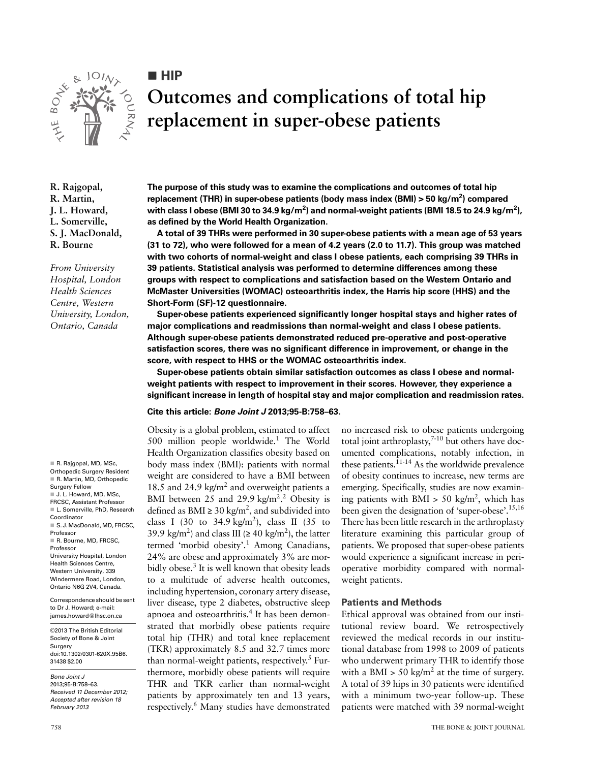■ HIP

# Outcomes and complications of total hip replacement in super-obese patients

R. Rajgopal,
R. Martin,
J. L. Howard,
L. Somerville,
S. J. MacDonald,
R. Bourne

*From University Hospital, London Health Sciences Centre, Western University, London, Ontario, Canada*

**The purpose of this study was to examine the complications and outcomes of total hip replacement (THR) in super-obese patients (body mass index (BMI) > 50 kg/m²) compared with class I obese (BMI 30 to 34.9 kg/m²) and normal-weight patients (BMI 18.5 to 24.9 kg/m²), as defined by the World Health Organization.**

**A total of 39 THRs were performed in 30 super-obese patients with a mean age of 53 years (31 to 72), who were followed for a mean of 4.2 years (2.0 to 11.7). This group was matched with two cohorts of normal-weight and class I obese patients, each comprising 39 THRs in 39 patients. Statistical analysis was performed to determine differences among these groups with respect to complications and satisfaction based on the Western Ontario and McMaster Universities (WOMAC) osteoarthritis index, the Harris hip score (HHS) and the Short-Form (SF)-12 questionnaire.**

**Super-obese patients experienced significantly longer hospital stays and higher rates of major complications and readmissions than normal-weight and class I obese patients. Although super-obese patients demonstrated reduced pre-operative and post-operative satisfaction scores, there was no significant difference in improvement, or change in the score, with respect to HHS or the WOMAC osteoarthritis index.**

**Super-obese patients obtain similar satisfaction outcomes as class I obese and normal-weight patients with respect to improvement in their scores. However, they experience a significant increase in length of hospital stay and major complication and readmission rates.**

**Cite this article: *Bone Joint J* 2013;95-B:758–63.**

Obesity is a global problem, estimated to affect 500 million people worldwide.[1] The World Health Organization classifies obesity based on body mass index (BMI): patients with normal weight are considered to have a BMI between 18.5 and 24.9 kg/m² and overweight patients a BMI between 25 and 29.9 kg/m².[2] Obesity is defined as BMI ≥ 30 kg/m², and subdivided into class I (30 to 34.9 kg/m²), class II (35 to 39.9 kg/m²) and class III (≥ 40 kg/m²), the latter termed 'morbid obesity'.[1] Among Canadians, 24% are obese and approximately 3% are morbidly obese.[3] It is well known that obesity leads to a multitude of adverse health outcomes, including hypertension, coronary artery disease, liver disease, type 2 diabetes, obstructive sleep apnoea and osteoarthritis.[4] It has been demonstrated that morbidly obese patients require total hip (THR) and total knee replacement (TKR) approximately 8.5 and 32.7 times more than normal-weight patients, respectively.[5] Furthermore, morbidly obese patients will require THR and TKR earlier than normal-weight patients by approximately ten and 13 years, respectively.[6] Many studies have demonstrated no increased risk to obese patients undergoing total joint arthroplasty,[7-10] but others have documented complications, notably infection, in these patients.[11-14] As the worldwide prevalence of obesity continues to increase, new terms are emerging. Specifically, studies are now examining patients with BMI > 50 kg/m², which has been given the designation of 'super-obese'.[15,16] There has been little research in the arthroplasty literature examining this particular group of patients. We proposed that super-obese patients would experience a significant increase in peri-operative morbidity compared with normal-weight patients.

## Patients and Methods

Ethical approval was obtained from our institutional review board. We retrospectively reviewed the medical records in our institutional database from 1998 to 2009 of patients who underwent primary THR to identify those with a BMI > 50 kg/m² at the time of surgery. A total of 39 hips in 30 patients were identified with a minimum two-year follow-up. These patients were matched with 39 normal-weight

■ R. Rajgopal, MD, MSc, Orthopedic Surgery Resident
■ R. Martin, MD, Orthopedic Surgery Fellow
■ J. L. Howard, MD, MSc, FRCSC, Assistant Professor
■ L. Somerville, PhD, Research Coordinator
■ S. J. MacDonald, MD, FRCSC, Professor
■ R. Bourne, MD, FRCSC, Professor
University Hospital, London Health Sciences Centre, Western University, 339 Windermere Road, London, Ontario N6G 2V4, Canada.

Correspondence should be sent to Dr J. Howard; e-mail: james.howard@lhsc.on.ca

©2013 The British Editorial Society of Bone & Joint Surgery
doi:10.1302/0301-620X.95B6.31438 $2.00

*Bone Joint J* 2013;95-B:758–63.
*Received 11 December 2012; Accepted after revision 18 February 2013*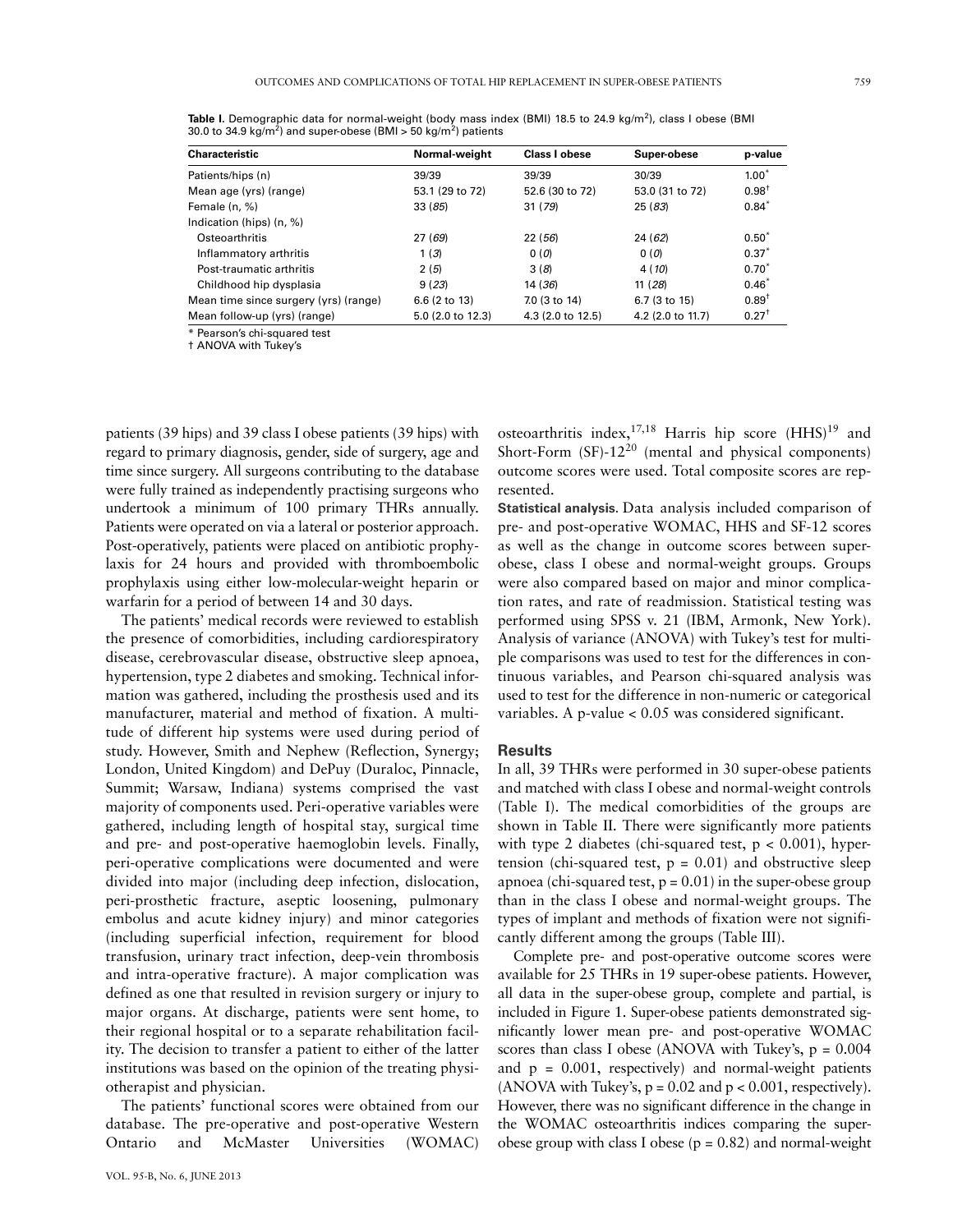**Table I.** Demographic data for normal-weight (body mass index (BMI) 18.5 to 24.9 kg/m²), class I obese (BMI 30.0 to 34.9 kg/m²) and super-obese (BMI > 50 kg/m²) patients

| Characteristic | Normal-weight | Class I obese | Super-obese | p-value |
|---|---|---|---|---|
| Patients/hips (n) | 39/39 | 39/39 | 30/39 | 1.00* |
| Mean age (yrs) (range) | 53.1 (29 to 72) | 52.6 (30 to 72) | 53.0 (31 to 72) | 0.98† |
| Female (n, %) | 33 (*85*) | 31 (*79*) | 25 (*83*) | 0.84* |
| Indication (hips) (n, %) | | | | |
| Osteoarthritis | 27 (*69*) | 22 (*56*) | 24 (*62*) | 0.50* |
| Inflammatory arthritis | 1 (*3*) | 0 (*0*) | 0 (*0*) | 0.37* |
| Post-traumatic arthritis | 2 (*5*) | 3 (*8*) | 4 (*10*) | 0.70* |
| Childhood hip dysplasia | 9 (*23*) | 14 (*36*) | 11 (*28*) | 0.46* |
| Mean time since surgery (yrs) (range) | 6.6 (2 to 13) | 7.0 (3 to 14) | 6.7 (3 to 15) | 0.89† |
| Mean follow-up (yrs) (range) | 5.0 (2.0 to 12.3) | 4.3 (2.0 to 12.5) | 4.2 (2.0 to 11.7) | 0.27† |

\* Pearson's chi-squared test
† ANOVA with Tukey's

patients (39 hips) and 39 class I obese patients (39 hips) with regard to primary diagnosis, gender, side of surgery, age and time since surgery. All surgeons contributing to the database were fully trained as independently practising surgeons who undertook a minimum of 100 primary THRs annually. Patients were operated on via a lateral or posterior approach. Post-operatively, patients were placed on antibiotic prophylaxis for 24 hours and provided with thromboembolic prophylaxis using either low-molecular-weight heparin or warfarin for a period of between 14 and 30 days.

The patients' medical records were reviewed to establish the presence of comorbidities, including cardiorespiratory disease, cerebrovascular disease, obstructive sleep apnoea, hypertension, type 2 diabetes and smoking. Technical information was gathered, including the prosthesis used and its manufacturer, material and method of fixation. A multitude of different hip systems were used during period of study. However, Smith and Nephew (Reflection, Synergy; London, United Kingdom) and DePuy (Duraloc, Pinnacle, Summit; Warsaw, Indiana) systems comprised the vast majority of components used. Peri-operative variables were gathered, including length of hospital stay, surgical time and pre- and post-operative haemoglobin levels. Finally, peri-operative complications were documented and were divided into major (including deep infection, dislocation, peri-prosthetic fracture, aseptic loosening, pulmonary embolus and acute kidney injury) and minor categories (including superficial infection, requirement for blood transfusion, urinary tract infection, deep-vein thrombosis and intra-operative fracture). A major complication was defined as one that resulted in revision surgery or injury to major organs. At discharge, patients were sent home, to their regional hospital or to a separate rehabilitation facility. The decision to transfer a patient to either of the latter institutions was based on the opinion of the treating physiotherapist and physician.

The patients' functional scores were obtained from our database. The pre-operative and post-operative Western Ontario and McMaster Universities (WOMAC) osteoarthritis index,[17,18] Harris hip score (HHS)[19] and Short-Form (SF)-12[20] (mental and physical components) outcome scores were used. Total composite scores are represented.

**Statistical analysis.** Data analysis included comparison of pre- and post-operative WOMAC, HHS and SF-12 scores as well as the change in outcome scores between super-obese, class I obese and normal-weight groups. Groups were also compared based on major and minor complication rates, and rate of readmission. Statistical testing was performed using SPSS v. 21 (IBM, Armonk, New York). Analysis of variance (ANOVA) with Tukey's test for multiple comparisons was used to test for the differences in continuous variables, and Pearson chi-squared analysis was used to test for the difference in non-numeric or categorical variables. A p-value $< 0.05$ was considered significant.

## Results

In all, 39 THRs were performed in 30 super-obese patients and matched with class I obese and normal-weight controls (Table I). The medical comorbidities of the groups are shown in Table II. There were significantly more patients with type 2 diabetes (chi-squared test, $p < 0.001$), hypertension (chi-squared test, $p = 0.01$) and obstructive sleep apnoea (chi-squared test, $p = 0.01$) in the super-obese group than in the class I obese and normal-weight groups. The types of implant and methods of fixation were not significantly different among the groups (Table III).

Complete pre- and post-operative outcome scores were available for 25 THRs in 19 super-obese patients. However, all data in the super-obese group, complete and partial, is included in Figure 1. Super-obese patients demonstrated significantly lower mean pre- and post-operative WOMAC scores than class I obese (ANOVA with Tukey's, $p = 0.004$ and $p = 0.001$, respectively) and normal-weight patients (ANOVA with Tukey's, $p = 0.02$ and $p < 0.001$, respectively). However, there was no significant difference in the change in the WOMAC osteoarthritis indices comparing the super-obese group with class I obese ($p = 0.82$) and normal-weight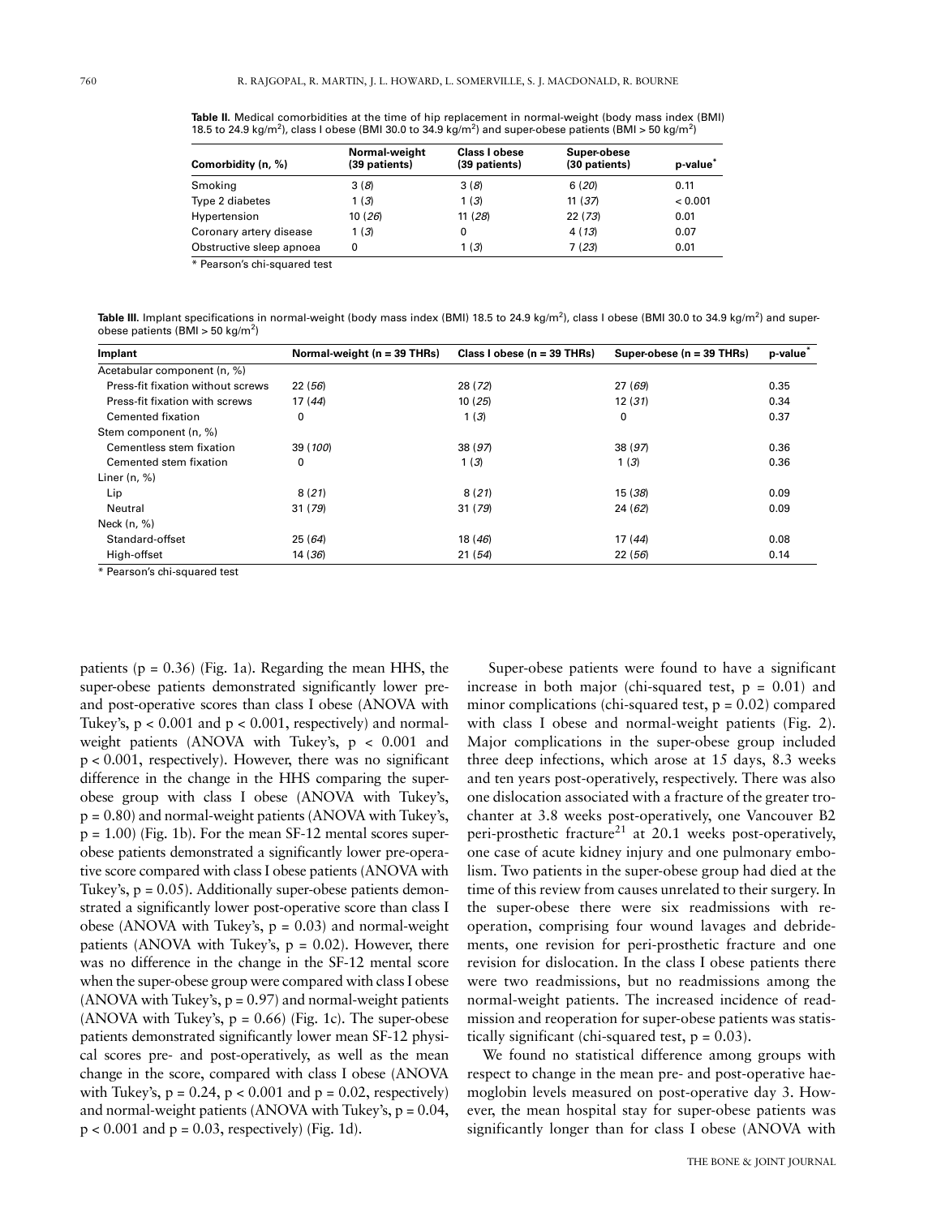**Table II.** Medical comorbidities at the time of hip replacement in normal-weight (body mass index (BMI) 18.5 to 24.9 kg/m$^2$), class I obese (BMI 30.0 to 34.9 kg/m$^2$) and super-obese patients (BMI > 50 kg/m$^2$)

| Comorbidity (n, %) | Normal-weight (39 patients) | Class I obese (39 patients) | Super-obese (30 patients) | p-value* |
|---|---|---|---|---|
| Smoking | 3 (*8*) | 3 (*8*) | 6 (*20*) | 0.11 |
| Type 2 diabetes | 1 (*3*) | 1 (*3*) | 11 (*37*) | < 0.001 |
| Hypertension | 10 (*26*) | 11 (*28*) | 22 (*73*) | 0.01 |
| Coronary artery disease | 1 (*3*) | 0 | 4 (*13*) | 0.07 |
| Obstructive sleep apnoea | 0 | 1 (*3*) | 7 (*23*) | 0.01 |

\* Pearson's chi-squared test

**Table III.** Implant specifications in normal-weight (body mass index (BMI) 18.5 to 24.9 kg/m$^2$), class I obese (BMI 30.0 to 34.9 kg/m$^2$) and super-obese patients (BMI > 50 kg/m$^2$)

| Implant | Normal-weight (n = 39 THRs) | Class I obese (n = 39 THRs) | Super-obese (n = 39 THRs) | p-value* |
|---|---|---|---|---|
| Acetabular component (n, %) | | | | |
| Press-fit fixation without screws | 22 (*56*) | 28 (*72*) | 27 (*69*) | 0.35 |
| Press-fit fixation with screws | 17 (*44*) | 10 (*25*) | 12 (*31*) | 0.34 |
| Cemented fixation | 0 | 1 (*3*) | 0 | 0.37 |
| Stem component (n, %) | | | | |
| Cementless stem fixation | 39 (*100*) | 38 (*97*) | 38 (*97*) | 0.36 |
| Cemented stem fixation | 0 | 1 (*3*) | 1 (*3*) | 0.36 |
| Liner (n, %) | | | | |
| Lip | 8 (*21*) | 8 (*21*) | 15 (*38*) | 0.09 |
| Neutral | 31 (*79*) | 31 (*79*) | 24 (*62*) | 0.09 |
| Neck (n, %) | | | | |
| Standard-offset | 25 (*64*) | 18 (*46*) | 17 (*44*) | 0.08 |
| High-offset | 14 (*36*) | 21 (*54*) | 22 (*56*) | 0.14 |

\* Pearson's chi-squared test

patients ($p = 0.36$) (Fig. 1a). Regarding the mean HHS, the super-obese patients demonstrated significantly lower pre- and post-operative scores than class I obese (ANOVA with Tukey's, $p < 0.001$ and $p < 0.001$, respectively) and normal-weight patients (ANOVA with Tukey's, $p < 0.001$ and $p < 0.001$, respectively). However, there was no significant difference in the change in the HHS comparing the super-obese group with class I obese (ANOVA with Tukey's, $p = 0.80$) and normal-weight patients (ANOVA with Tukey's, $p = 1.00$) (Fig. 1b). For the mean SF-12 mental scores super-obese patients demonstrated a significantly lower pre-operative score compared with class I obese patients (ANOVA with Tukey's, $p = 0.05$). Additionally super-obese patients demonstrated a significantly lower post-operative score than class I obese (ANOVA with Tukey's, $p = 0.03$) and normal-weight patients (ANOVA with Tukey's, $p = 0.02$). However, there was no difference in the change in the SF-12 mental score when the super-obese group were compared with class I obese (ANOVA with Tukey's, $p = 0.97$) and normal-weight patients (ANOVA with Tukey's, $p = 0.66$) (Fig. 1c). The super-obese patients demonstrated significantly lower mean SF-12 physical scores pre- and post-operatively, as well as the mean change in the score, compared with class I obese (ANOVA with Tukey's, $p = 0.24$, $p < 0.001$ and $p = 0.02$, respectively) and normal-weight patients (ANOVA with Tukey's, $p = 0.04$, $p < 0.001$ and $p = 0.03$, respectively) (Fig. 1d).

Super-obese patients were found to have a significant increase in both major (chi-squared test, $p = 0.01$) and minor complications (chi-squared test, $p = 0.02$) compared with class I obese and normal-weight patients (Fig. 2). Major complications in the super-obese group included three deep infections, which arose at 15 days, 8.3 weeks and ten years post-operatively, respectively. There was also one dislocation associated with a fracture of the greater trochanter at 3.8 weeks post-operatively, one Vancouver B2 peri-prosthetic fracture[21] at 20.1 weeks post-operatively, one case of acute kidney injury and one pulmonary embolism. Two patients in the super-obese group had died at the time of this review from causes unrelated to their surgery. In the super-obese there were six readmissions with re-operation, comprising four wound lavages and debridements, one revision for peri-prosthetic fracture and one revision for dislocation. In the class I obese patients there were two readmissions, but no readmissions among the normal-weight patients. The increased incidence of readmission and reoperation for super-obese patients was statistically significant (chi-squared test, $p = 0.03$).

We found no statistical difference among groups with respect to change in the mean pre- and post-operative haemoglobin levels measured on post-operative day 3. However, the mean hospital stay for super-obese patients was significantly longer than for class I obese (ANOVA with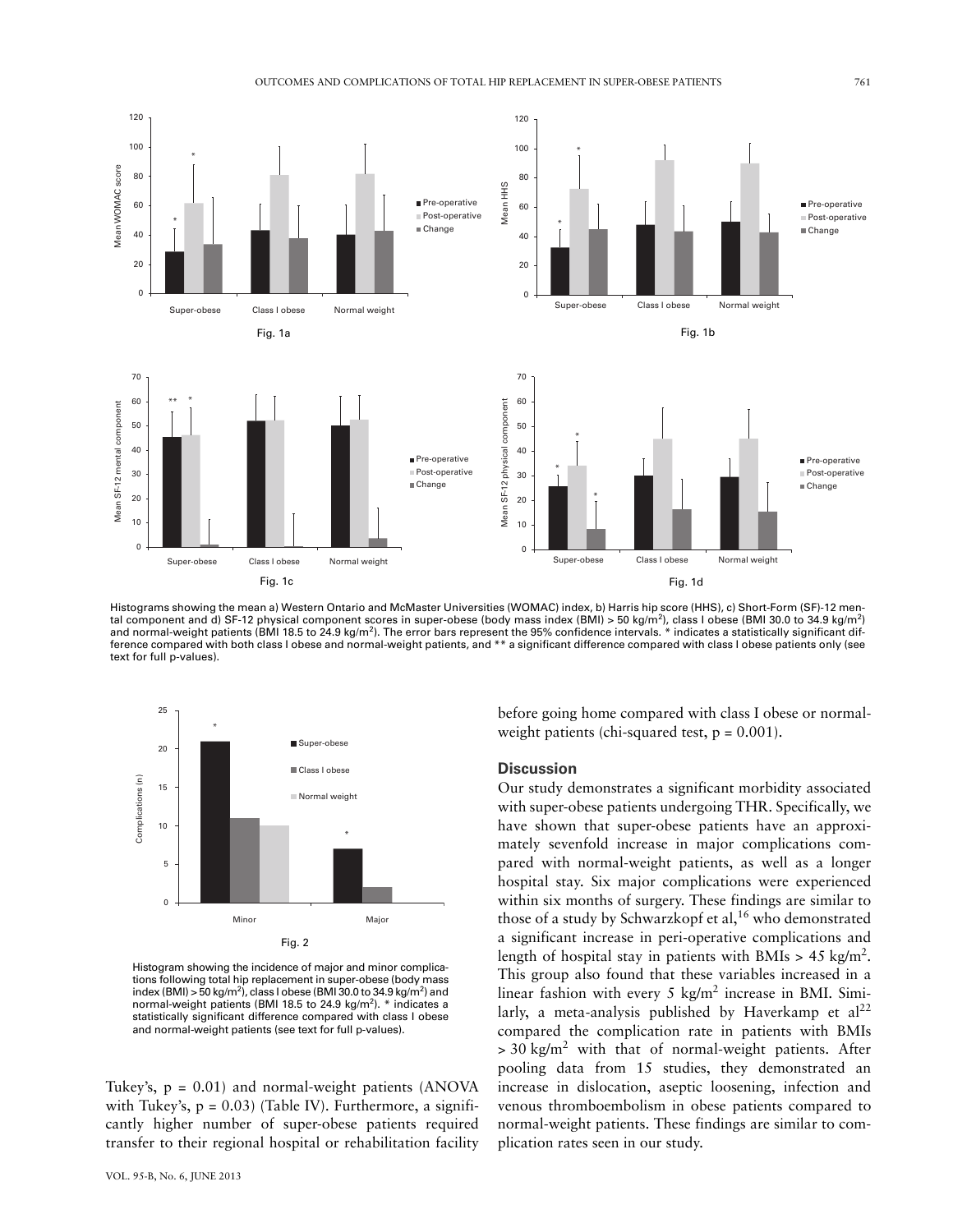Histograms showing the mean a) Western Ontario and McMaster Universities (WOMAC) index, b) Harris hip score (HHS), c) Short-Form (SF)-12 mental component and d) SF-12 physical component scores in super-obese (body mass index (BMI) > 50 kg/m$^2$), class I obese (BMI 30.0 to 34.9 kg/m$^2$) and normal-weight patients (BMI 18.5 to 24.9 kg/m$^2$). The error bars represent the 95% confidence intervals. * indicates a statistically significant difference compared with both class I obese and normal-weight patients, and ** a significant difference compared with class I obese patients only (see text for full p-values).

Histogram showing the incidence of major and minor complications following total hip replacement in super-obese (body mass index (BMI) > 50 kg/m$^2$), class I obese (BMI 30.0 to 34.9 kg/m$^2$) and normal-weight patients (BMI 18.5 to 24.9 kg/m$^2$). * indicates a statistically significant difference compared with class I obese and normal-weight patients (see text for full p-values).

Tukey's, $p = 0.01$) and normal-weight patients (ANOVA with Tukey's, $p = 0.03$) (Table IV). Furthermore, a significantly higher number of super-obese patients required transfer to their regional hospital or rehabilitation facility before going home compared with class I obese or normal-weight patients (chi-squared test, $p = 0.001$).

## Discussion

Our study demonstrates a significant morbidity associated with super-obese patients undergoing THR. Specifically, we have shown that super-obese patients have an approximately sevenfold increase in major complications compared with normal-weight patients, as well as a longer hospital stay. Six major complications were experienced within six months of surgery. These findings are similar to those of a study by Schwarzkopf et al,[16] who demonstrated a significant increase in peri-operative complications and length of hospital stay in patients with BMIs > 45 kg/m$^2$. This group also found that these variables increased in a linear fashion with every 5 kg/m$^2$ increase in BMI. Similarly, a meta-analysis published by Haverkamp et al[22] compared the complication rate in patients with BMIs > 30 kg/m$^2$ with that of normal-weight patients. After pooling data from 15 studies, they demonstrated an increase in dislocation, aseptic loosening, infection and venous thromboembolism in obese patients compared to normal-weight patients. These findings are similar to complication rates seen in our study.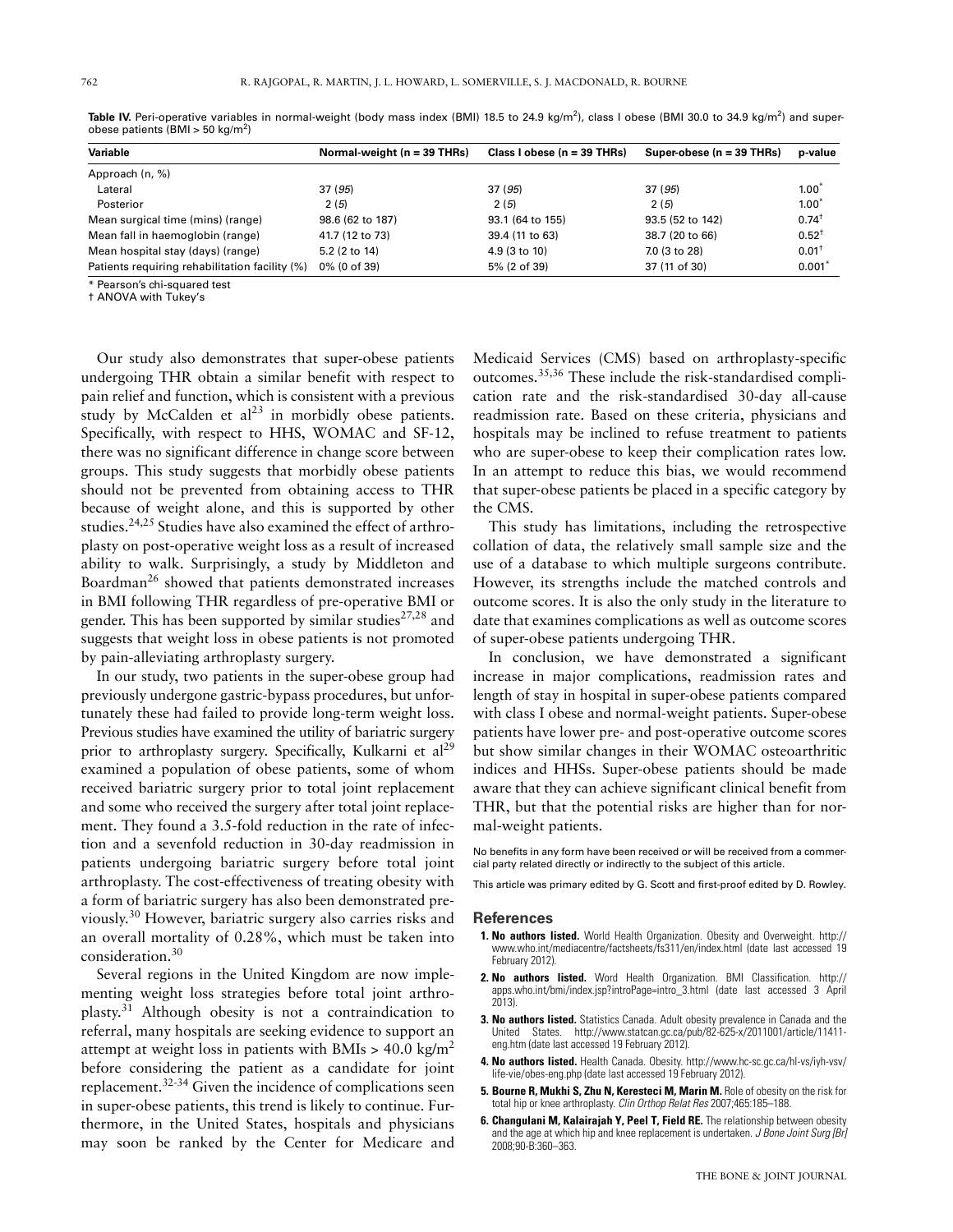**Table IV.** Peri-operative variables in normal-weight (body mass index (BMI) 18.5 to 24.9 kg/m$^2$), class I obese (BMI 30.0 to 34.9 kg/m$^2$) and super-obese patients (BMI > 50 kg/m$^2$)

| Variable | Normal-weight (n = 39 THRs) | Class I obese (n = 39 THRs) | Super-obese (n = 39 THRs) | p-value |
|---|---|---|---|---|
| Approach (n, %) | | | | |
| Lateral | 37 (*95*) | 37 (*95*) | 37 (*95*) | 1.00* |
| Posterior | 2 (*5*) | 2 (*5*) | 2 (*5*) | 1.00* |
| Mean surgical time (mins) (range) | 98.6 (62 to 187) | 93.1 (64 to 155) | 93.5 (52 to 142) | 0.74† |
| Mean fall in haemoglobin (range) | 41.7 (12 to 73) | 39.4 (11 to 63) | 38.7 (20 to 66) | 0.52† |
| Mean hospital stay (days) (range) | 5.2 (2 to 14) | 4.9 (3 to 10) | 7.0 (3 to 28) | 0.01† |
| Patients requiring rehabilitation facility (%) | 0% (0 of 39) | 5% (2 of 39) | 37 (11 of 30) | 0.001* |

\* Pearson's chi-squared test
† ANOVA with Tukey's

Our study also demonstrates that super-obese patients undergoing THR obtain a similar benefit with respect to pain relief and function, which is consistent with a previous study by McCalden et al[23] in morbidly obese patients. Specifically, with respect to HHS, WOMAC and SF-12, there was no significant difference in change score between groups. This study suggests that morbidly obese patients should not be prevented from obtaining access to THR because of weight alone, and this is supported by other studies.[24,25] Studies have also examined the effect of arthroplasty on post-operative weight loss as a result of increased ability to walk. Surprisingly, a study by Middleton and Boardman[26] showed that patients demonstrated increases in BMI following THR regardless of pre-operative BMI or gender. This has been supported by similar studies[27,28] and suggests that weight loss in obese patients is not promoted by pain-alleviating arthroplasty surgery.

In our study, two patients in the super-obese group had previously undergone gastric-bypass procedures, but unfortunately these had failed to provide long-term weight loss. Previous studies have examined the utility of bariatric surgery prior to arthroplasty surgery. Specifically, Kulkarni et al[29] examined a population of obese patients, some of whom received bariatric surgery prior to total joint replacement and some who received the surgery after total joint replacement. They found a 3.5-fold reduction in the rate of infection and a sevenfold reduction in 30-day readmission in patients undergoing bariatric surgery before total joint arthroplasty. The cost-effectiveness of treating obesity with a form of bariatric surgery has also been demonstrated previously.[30] However, bariatric surgery also carries risks and an overall mortality of 0.28%, which must be taken into consideration.[30]

Several regions in the United Kingdom are now implementing weight loss strategies before total joint arthroplasty.[31] Although obesity is not a contraindication to referral, many hospitals are seeking evidence to support an attempt at weight loss in patients with BMIs > 40.0 kg/m$^2$ before considering the patient as a candidate for joint replacement.[32-34] Given the incidence of complications seen in super-obese patients, this trend is likely to continue. Furthermore, in the United States, hospitals and physicians may soon be ranked by the Center for Medicare and Medicaid Services (CMS) based on arthroplasty-specific outcomes.[35,36] These include the risk-standardised complication rate and the risk-standardised 30-day all-cause readmission rate. Based on these criteria, physicians and hospitals may be inclined to refuse treatment to patients who are super-obese to keep their complication rates low. In an attempt to reduce this bias, we would recommend that super-obese patients be placed in a specific category by the CMS.

This study has limitations, including the retrospective collation of data, the relatively small sample size and the use of a database to which multiple surgeons contribute. However, its strengths include the matched controls and outcome scores. It is also the only study in the literature to date that examines complications as well as outcome scores of super-obese patients undergoing THR.

In conclusion, we have demonstrated a significant increase in major complications, readmission rates and length of stay in hospital in super-obese patients compared with class I obese and normal-weight patients. Super-obese patients have lower pre- and post-operative outcome scores but show similar changes in their WOMAC osteoarthritic indices and HHSs. Super-obese patients should be made aware that they can achieve significant clinical benefit from THR, but that the potential risks are higher than for normal-weight patients.

No benefits in any form have been received or will be received from a commercial party related directly or indirectly to the subject of this article.

This article was primary edited by G. Scott and first-proof edited by D. Rowley.

## References

1. **No authors listed.** World Health Organization. Obesity and Overweight. http://www.who.int/mediacentre/factsheets/fs311/en/index.html (date last accessed 19 February 2012).
2. **No authors listed.** Word Health Organization. BMI Classification. http://apps.who.int/bmi/index.jsp?introPage=intro_3.html (date last accessed 3 April 2013).
3. **No authors listed.** Statistics Canada. Adult obesity prevalence in Canada and the United States. http://www.statcan.gc.ca/pub/82-625-x/2011001/article/11411-eng.htm (date last accessed 19 February 2012).
4. **No authors listed.** Health Canada. Obesity. http://www.hc-sc.gc.ca/hl-vs/iyh-vsv/life-vie/obes-eng.php (date last accessed 19 February 2012).
5. **Bourne R, Mukhi S, Zhu N, Keresteci M, Marin M.** Role of obesity on the risk for total hip or knee arthroplasty. *Clin Orthop Relat Res* 2007;465:185–188.
6. **Changulani M, Kalairajah Y, Peel T, Field RE.** The relationship between obesity and the age at which hip and knee replacement is undertaken. *J Bone Joint Surg [Br]* 2008;90-B:360–363.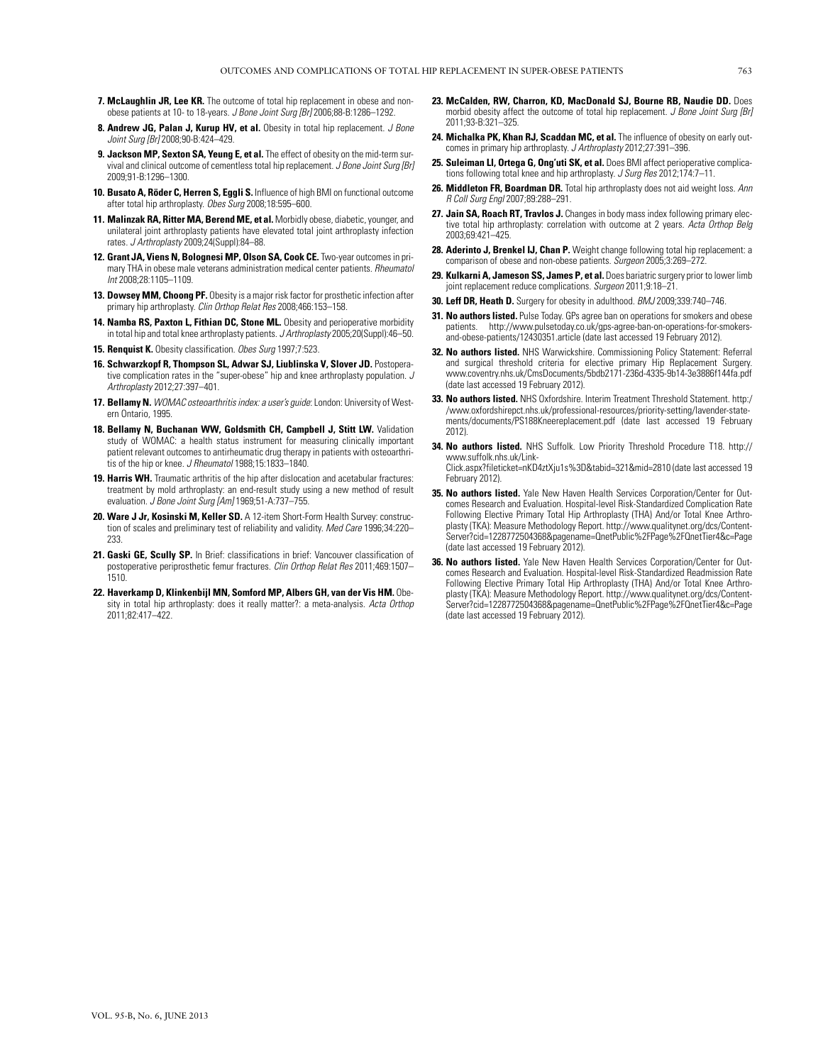7. **McLaughlin JR, Lee KR.** The outcome of total hip replacement in obese and non-obese patients at 10- to 18-years. *J Bone Joint Surg [Br]* 2006;88-B:1286–1292.
8. **Andrew JG, Palan J, Kurup HV, et al.** Obesity in total hip replacement. *J Bone Joint Surg [Br]* 2008;90-B:424–429.
9. **Jackson MP, Sexton SA, Yeung E, et al.** The effect of obesity on the mid-term survival and clinical outcome of cementless total hip replacement. *J Bone Joint Surg [Br]* 2009;91-B:1296–1300.
10. **Busato A, Röder C, Herren S, Eggli S.** Influence of high BMI on functional outcome after total hip arthroplasty. *Obes Surg* 2008;18:595–600.
11. **Malinzak RA, Ritter MA, Berend ME, et al.** Morbidly obese, diabetic, younger, and unilateral joint arthroplasty patients have elevated total joint arthroplasty infection rates. *J Arthroplasty* 2009;24(Suppl):84–88.
12. **Grant JA, Viens N, Bolognesi MP, Olson SA, Cook CE.** Two-year outcomes in primary THA in obese male veterans administration medical center patients. *Rheumatol Int* 2008;28:1105–1109.
13. **Dowsey MM, Choong PF.** Obesity is a major risk factor for prosthetic infection after primary hip arthroplasty. *Clin Orthop Relat Res* 2008;466:153–158.
14. **Namba RS, Paxton L, Fithian DC, Stone ML.** Obesity and perioperative morbidity in total hip and total knee arthroplasty patients. *J Arthroplasty* 2005;20(Suppl):46–50.
15. **Renquist K.** Obesity classification. *Obes Surg* 1997;7:523.
16. **Schwarzkopf R, Thompson SL, Adwar SJ, Liublinska V, Slover JD.** Postoperative complication rates in the "super-obese" hip and knee arthroplasty population. *J Arthroplasty* 2012;27:397–401.
17. **Bellamy N.** *WOMAC osteoarthritis index: a user's guide*: London: University of Western Ontario, 1995.
18. **Bellamy N, Buchanan WW, Goldsmith CH, Campbell J, Stitt LW.** Validation study of WOMAC: a health status instrument for measuring clinically important patient relevant outcomes to antirheumatic drug therapy in patients with osteoarthritis of the hip or knee. *J Rheumatol* 1988;15:1833–1840.
19. **Harris WH.** Traumatic arthritis of the hip after dislocation and acetabular fractures: treatment by mold arthroplasty: an end-result study using a new method of result evaluation. *J Bone Joint Surg [Am]* 1969;51-A:737–755.
20. **Ware J Jr, Kosinski M, Keller SD.** A 12-item Short-Form Health Survey: construction of scales and preliminary test of reliability and validity. *Med Care* 1996;34:220–233.
21. **Gaski GE, Scully SP.** In Brief: classifications in brief: Vancouver classification of postoperative periprosthetic femur fractures. *Clin Orthop Relat Res* 2011;469:1507–1510.
22. **Haverkamp D, Klinkenbijl MN, Somford MP, Albers GH, van der Vis HM.** Obesity in total hip arthroplasty: does it really matter?: a meta-analysis. *Acta Orthop* 2011;82:417–422.
23. **McCalden, RW, Charron, KD, MacDonald SJ, Bourne RB, Naudie DD.** Does morbid obesity affect the outcome of total hip replacement. *J Bone Joint Surg [Br]* 2011;93-B:321–325.
24. **Michalka PK, Khan RJ, Scaddan MC, et al.** The influence of obesity on early outcomes in primary hip arthroplasty. *J Arthroplasty* 2012;27:391–396.
25. **Suleiman LI, Ortega G, Ong'uti SK, et al.** Does BMI affect perioperative complications following total knee and hip arthroplasty. *J Surg Res* 2012;174:7–11.
26. **Middleton FR, Boardman DR.** Total hip arthroplasty does not aid weight loss. *Ann R Coll Surg Engl* 2007;89:288–291.
27. **Jain SA, Roach RT, Travlos J.** Changes in body mass index following primary elective total hip arthroplasty: correlation with outcome at 2 years. *Acta Orthop Belg* 2003;69:421–425.
28. **Aderinto J, Brenkel IJ, Chan P.** Weight change following total hip replacement: a comparison of obese and non-obese patients. *Surgeon* 2005;3:269–272.
29. **Kulkarni A, Jameson SS, James P, et al.** Does bariatric surgery prior to lower limb joint replacement reduce complications. *Surgeon* 2011;9:18–21.
30. **Leff DR, Heath D.** Surgery for obesity in adulthood. *BMJ* 2009;339:740–746.
31. **No authors listed.** Pulse Today. GPs agree ban on operations for smokers and obese patients. http://www.pulsetoday.co.uk/gps-agree-ban-on-operations-for-smokers-and-obese-patients/12430351.article (date last accessed 19 February 2012).
32. **No authors listed.** NHS Warwickshire. Commissioning Policy Statement: Referral and surgical threshold criteria for elective primary Hip Replacement Surgery. www.coventry.nhs.uk/CmsDocuments/5bdb2171-236d-4335-9b14-3e3886f144fa.pdf (date last accessed 19 February 2012).
33. **No authors listed.** NHS Oxfordshire. Interim Treatment Threshold Statement. http://www.oxfordshirepct.nhs.uk/professional-resources/priority-setting/lavender-statements/documents/PS188Kneereplacement.pdf (date last accessed 19 February 2012).
34. **No authors listed.** NHS Suffolk. Low Priority Threshold Procedure T18. http://www.suffolk.nhs.uk/LinkClick.aspx?fileticket=nKD4ztXju1s%3D&tabid=321&mid=2810 (date last accessed 19 February 2012).
35. **No authors listed.** Yale New Haven Health Services Corporation/Center for Outcomes Research and Evaluation. Hospital-level Risk-Standardized Complication Rate Following Elective Primary Total Hip Arthroplasty (THA) And/or Total Knee Arthroplasty (TKA): Measure Methodology Report. http://www.qualitynet.org/dcs/ContentServer?cid=1228772504368&pagename=QnetPublic%2FPage%2FQnetTier4&c=Page (date last accessed 19 February 2012).
36. **No authors listed.** Yale New Haven Health Services Corporation/Center for Outcomes Research and Evaluation. Hospital-level Risk-Standardized Readmission Rate Following Elective Primary Total Hip Arthroplasty (THA) And/or Total Knee Arthroplasty (TKA): Measure Methodology Report. http://www.qualitynet.org/dcs/ContentServer?cid=1228772504368&pagename=QnetPublic%2FPage%2FQnetTier4&c=Page (date last accessed 19 February 2012).